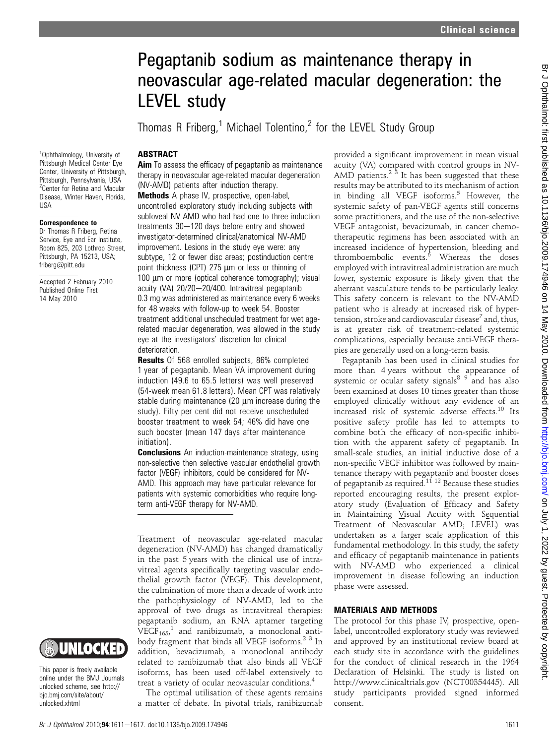# Pegaptanib sodium as maintenance therapy in neovascular age-related macular degeneration: the LEVEL study

Thomas R Friberg,[1] Michael Tolentino,[2] for the LEVEL Study Group

[1]Ophthalmology, University of Pittsburgh Medical Center Eye Center, University of Pittsburgh, Pittsburgh, Pennsylvania, USA
[2]Center for Retina and Macular Disease, Winter Haven, Florida, USA

**Correspondence to**
Dr Thomas R Friberg, Retina Service, Eye and Ear Institute, Room 825, 203 Lothrop Street, Pittsburgh, PA 15213, USA; friberg@pitt.edu

Accepted 2 February 2010
Published Online First 14 May 2010

## ABSTRACT

**Aim** To assess the efficacy of pegaptanib as maintenance therapy in neovascular age-related macular degeneration (NV-AMD) patients after induction therapy.

**Methods** A phase IV, prospective, open-label, uncontrolled exploratory study including subjects with subfoveal NV-AMD who had had one to three induction treatments 30–120 days before entry and showed investigator-determined clinical/anatomical NV-AMD improvement. Lesions in the study eye were: any subtype, 12 or fewer disc areas; postinduction centre point thickness (CPT) 275 μm or less or thinning of 100 μm or more (optical coherence tomography); visual acuity (VA) 20/20–20/400. Intravitreal pegaptanib 0.3 mg was administered as maintenance every 6 weeks for 48 weeks with follow-up to week 54. Booster treatment additional unscheduled treatment for wet age-related macular degeneration, was allowed in the study eye at the investigators' discretion for clinical deterioration.

**Results** Of 568 enrolled subjects, 86% completed 1 year of pegaptanib. Mean VA improvement during induction (49.6 to 65.5 letters) was well preserved (54-week mean 61.8 letters). Mean CPT was relatively stable during maintenance (20 μm increase during the study). Fifty per cent did not receive unscheduled booster treatment to week 54; 46% did have one such booster (mean 147 days after maintenance initiation).

**Conclusions** An induction-maintenance strategy, using non-selective then selective vascular endothelial growth factor (VEGF) inhibitors, could be considered for NV-AMD. This approach may have particular relevance for patients with systemic comorbidities who require long-term anti-VEGF therapy for NV-AMD.

Treatment of neovascular age-related macular degeneration (NV-AMD) has changed dramatically in the past 5 years with the clinical use of intravitreal agents specifically targeting vascular endothelial growth factor (VEGF). This development, the culmination of more than a decade of work into the pathophysiology of NV-AMD, led to the approval of two drugs as intravitreal therapies: pegaptanib sodium, an RNA aptamer targeting $VEGF_{165}$,[1] and ranibizumab, a monoclonal antibody fragment that binds all VEGF isoforms.[2,3] In addition, bevacizumab, a monoclonal antibody related to ranibizumab that also binds all VEGF isoforms, has been used off-label extensively to treat a variety of ocular neovascular conditions.[4]

The optimal utilisation of these agents remains a matter of debate. In pivotal trials, ranibizumab provided a significant improvement in mean visual acuity (VA) compared with control groups in NV-AMD patients.[2,3] It has been suggested that these results may be attributed to its mechanism of action in binding all VEGF isoforms.[5] However, the systemic safety of pan-VEGF agents still concerns some practitioners, and the use of the non-selective VEGF antagonist, bevacizumab, in cancer chemotherapeutic regimens has been associated with an increased incidence of hypertension, bleeding and thromboembolic events.[6] Whereas the doses employed with intravitreal administration are much lower, systemic exposure is likely given that the aberrant vasculature tends to be particularly leaky. This safety concern is relevant to the NV-AMD patient who is already at increased risk of hypertension, stroke and cardiovascular disease[7] and, thus, is at greater risk of treatment-related systemic complications, especially because anti-VEGF therapies are generally used on a long-term basis.

Pegaptanib has been used in clinical studies for more than 4 years without the appearance of systemic or ocular safety signals[8,9] and has also been examined at doses 10 times greater than those employed clinically without any evidence of an increased risk of systemic adverse effects.[10] Its positive safety profile has led to attempts to combine both the efficacy of non-specific inhibition with the apparent safety of pegaptanib. In small-scale studies, an initial inductive dose of a non-specific VEGF inhibitor was followed by maintenance therapy with pegaptanib and booster doses of pegaptanib as required.[11,12] Because these studies reported encouraging results, the present exploratory study (Evaluation of Efficacy and Safety in Maintaining Visual Acuity with Sequential Treatment of Neovascular AMD; LEVEL) was undertaken as a larger scale application of this fundamental methodology. In this study, the safety and efficacy of pegaptanib maintenance in patients with NV-AMD who experienced a clinical improvement in disease following an induction phase were assessed.

## MATERIALS AND METHODS

The protocol for this phase IV, prospective, open-label, uncontrolled exploratory study was reviewed and approved by an institutional review board at each study site in accordance with the guidelines for the conduct of clinical research in the 1964 Declaration of Helsinki. The study is listed on http://www.clinicaltrials.gov (NCT00354445). All study participants provided signed informed consent.

This paper is freely available online under the BMJ Journals unlocked scheme, see http://bjo.bmj.com/site/about/unlocked.xhtml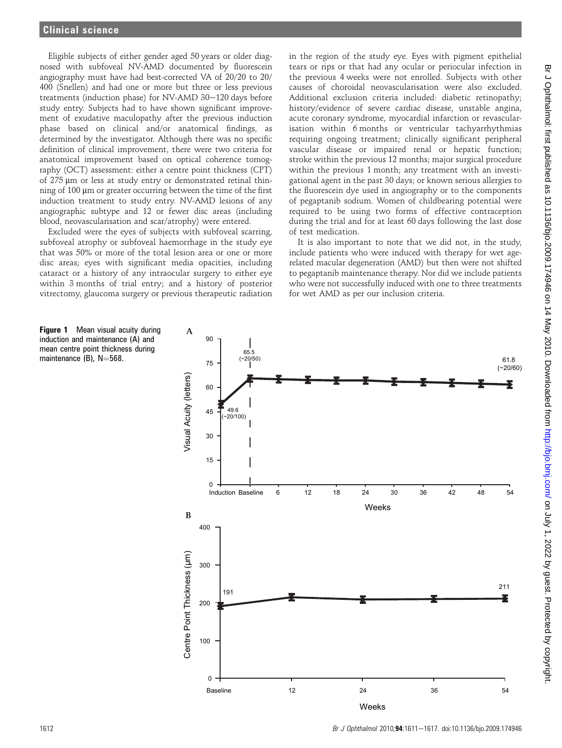Eligible subjects of either gender aged 50 years or older diagnosed with subfoveal NV-AMD documented by fluorescein angiography must have had best-corrected VA of 20/20 to 20/400 (Snellen) and had one or more but three or less previous treatments (induction phase) for NV-AMD 30–120 days before study entry. Subjects had to have shown significant improvement of exudative maculopathy after the previous induction phase based on clinical and/or anatomical findings, as determined by the investigator. Although there was no specific definition of clinical improvement, there were two criteria for anatomical improvement based on optical coherence tomography (OCT) assessment: either a centre point thickness (CPT) of 275 μm or less at study entry or demonstrated retinal thinning of 100 μm or greater occurring between the time of the first induction treatment to study entry. NV-AMD lesions of any angiographic subtype and 12 or fewer disc areas (including blood, neovascularisation and scar/atrophy) were entered.

Excluded were the eyes of subjects with subfoveal scarring, subfoveal atrophy or subfoveal haemorrhage in the study eye that was 50% or more of the total lesion area or one or more disc areas; eyes with significant media opacities, including cataract or a history of any intraocular surgery to either eye within 3 months of trial entry; and a history of posterior vitrectomy, glaucoma surgery or previous therapeutic radiation in the region of the study eye. Eyes with pigment epithelial tears or rips or that had any ocular or periocular infection in the previous 4 weeks were not enrolled. Subjects with other causes of choroidal neovascularisation were also excluded. Additional exclusion criteria included: diabetic retinopathy; history/evidence of severe cardiac disease, unstable angina, acute coronary syndrome, myocardial infarction or revascularisation within 6 months or ventricular tachyarrhythmias requiring ongoing treatment; clinically significant peripheral vascular disease or impaired renal or hepatic function; stroke within the previous 12 months; major surgical procedure within the previous 1 month; any treatment with an investigational agent in the past 30 days; or known serious allergies to the fluorescein dye used in angiography or to the components of pegaptanib sodium. Women of childbearing potential were required to be using two forms of effective contraception during the trial and for at least 60 days following the last dose of test medication.

It is also important to note that we did not, in the study, include patients who were induced with therapy for wet age-related macular degeneration (AMD) but then were not shifted to pegaptanib maintenance therapy. Nor did we include patients who were not successfully induced with one to three treatments for wet AMD as per our inclusion criteria.

**Figure 1** Mean visual acuity during induction and maintenance (A) and mean centre point thickness during maintenance (B), N=568.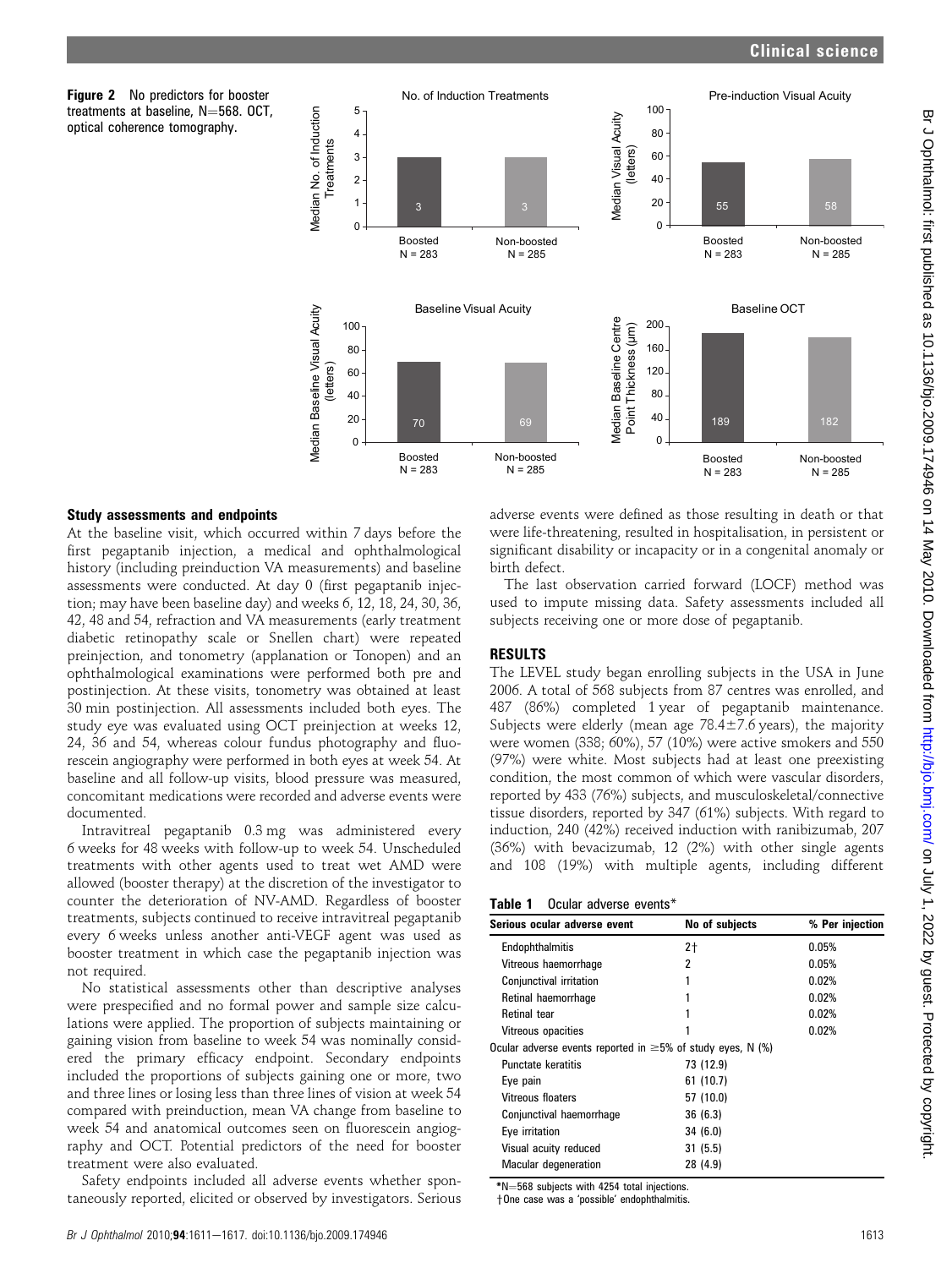**Figure 2** No predictors for booster treatments at baseline, N=568. OCT, optical coherence tomography.

## Study assessments and endpoints

At the baseline visit, which occurred within 7 days before the first pegaptanib injection, a medical and ophthalmological history (including preinduction VA measurements) and baseline assessments were conducted. At day 0 (first pegaptanib injection; may have been baseline day) and weeks 6, 12, 18, 24, 30, 36, 42, 48 and 54, refraction and VA measurements (early treatment diabetic retinopathy scale or Snellen chart) were repeated preinjection, and tonometry (applanation or Tonopen) and an ophthalmological examinations were performed both pre and postinjection. At these visits, tonometry was obtained at least 30 min postinjection. All assessments included both eyes. The study eye was evaluated using OCT preinjection at weeks 12, 24, 36 and 54, whereas colour fundus photography and fluorescein angiography were performed in both eyes at week 54. At baseline and all follow-up visits, blood pressure was measured, concomitant medications were recorded and adverse events were documented.

Intravitreal pegaptanib 0.3 mg was administered every 6 weeks for 48 weeks with follow-up to week 54. Unscheduled treatments with other agents used to treat wet AMD were allowed (booster therapy) at the discretion of the investigator to counter the deterioration of NV-AMD. Regardless of booster treatments, subjects continued to receive intravitreal pegaptanib every 6 weeks unless another anti-VEGF agent was used as booster treatment in which case the pegaptanib injection was not required.

No statistical assessments other than descriptive analyses were prespecified and no formal power and sample size calculations were applied. The proportion of subjects maintaining or gaining vision from baseline to week 54 was nominally considered the primary efficacy endpoint. Secondary endpoints included the proportions of subjects gaining one or more, two and three lines or losing less than three lines of vision at week 54 compared with preinduction, mean VA change from baseline to week 54 and anatomical outcomes seen on fluorescein angiography and OCT. Potential predictors of the need for booster treatment were also evaluated.

Safety endpoints included all adverse events whether spontaneously reported, elicited or observed by investigators. Serious adverse events were defined as those resulting in death or that were life-threatening, resulted in hospitalisation, in persistent or significant disability or incapacity or in a congenital anomaly or birth defect.

The last observation carried forward (LOCF) method was used to impute missing data. Safety assessments included all subjects receiving one or more dose of pegaptanib.

## RESULTS

The LEVEL study began enrolling subjects in the USA in June 2006. A total of 568 subjects from 87 centres was enrolled, and 487 (86%) completed 1 year of pegaptanib maintenance. Subjects were elderly (mean age 78.4±7.6 years), the majority were women (338; 60%), 57 (10%) were active smokers and 550 (97%) were white. Most subjects had at least one preexisting condition, the most common of which were vascular disorders, reported by 433 (76%) subjects, and musculoskeletal/connective tissue disorders, reported by 347 (61%) subjects. With regard to induction, 240 (42%) received induction with ranibizumab, 207 (36%) with bevacizumab, 12 (2%) with other single agents and 108 (19%) with multiple agents, including different

**Table 1** Ocular adverse events*

| Serious ocular adverse event | No of subjects | % Per injection |
|---|---|---|
| Endophthalmitis | 2† | 0.05% |
| Vitreous haemorrhage | 2 | 0.05% |
| Conjunctival irritation | 1 | 0.02% |
| Retinal haemorrhage | 1 | 0.02% |
| Retinal tear | 1 | 0.02% |
| Vitreous opacities | 1 | 0.02% |
| Ocular adverse events reported in ≥5% of study eyes, N (%) | | |
| Punctate keratitis | 73 (12.9) | |
| Eye pain | 61 (10.7) | |
| Vitreous floaters | 57 (10.0) | |
| Conjunctival haemorrhage | 36 (6.3) | |
| Eye irritation | 34 (6.0) | |
| Visual acuity reduced | 31 (5.5) | |
| Macular degeneration | 28 (4.9) | |

*N=568 subjects with 4254 total injections.
†One case was a 'possible' endophthalmitis.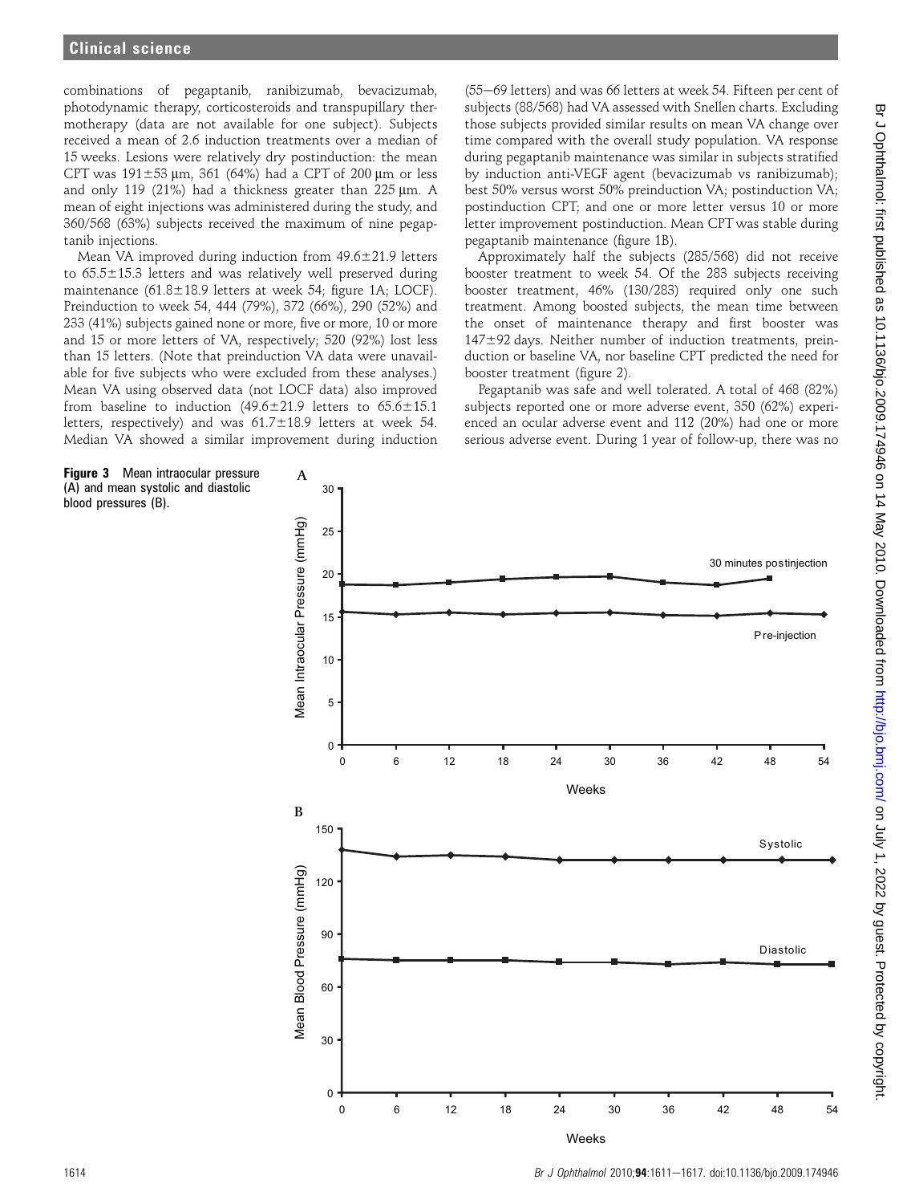combinations of pegaptanib, ranibizumab, bevacizumab, photodynamic therapy, corticosteroids and transpupillary thermotherapy (data are not available for one subject). Subjects received a mean of 2.6 induction treatments over a median of 15 weeks. Lesions were relatively dry postinduction: the mean CPT was 191±53 μm, 361 (64%) had a CPT of 200 μm or less and only 119 (21%) had a thickness greater than 225 μm. A mean of eight injections was administered during the study, and 360/568 (63%) subjects received the maximum of nine pegaptanib injections.

Mean VA improved during induction from 49.6±21.9 letters to 65.5±15.3 letters and was relatively well preserved during maintenance (61.8±18.9 letters at week 54; figure 1A; LOCF). Preinduction to week 54, 444 (79%), 372 (66%), 290 (52%) and 233 (41%) subjects gained none or more, five or more, 10 or more and 15 or more letters of VA, respectively; 520 (92%) lost less than 15 letters. (Note that preinduction VA data were unavailable for five subjects who were excluded from these analyses.) Mean VA using observed data (not LOCF data) also improved from baseline to induction (49.6±21.9 letters to 65.6±15.1 letters, respectively) and was 61.7±18.9 letters at week 54. Median VA showed a similar improvement during induction (55–69 letters) and was 66 letters at week 54. Fifteen per cent of subjects (88/568) had VA assessed with Snellen charts. Excluding those subjects provided similar results on mean VA change over time compared with the overall study population. VA response during pegaptanib maintenance was similar in subjects stratified by induction anti-VEGF agent (bevacizumab vs ranibizumab); best 50% versus worst 50% preinduction VA; postinduction VA; postinduction CPT; and one or more letter versus 10 or more letter improvement postinduction. Mean CPT was stable during pegaptanib maintenance (figure 1B).

Approximately half the subjects (285/568) did not receive booster treatment to week 54. Of the 283 subjects receiving booster treatment, 46% (130/283) required only one such treatment. Among boosted subjects, the mean time between the onset of maintenance therapy and first booster was 147±92 days. Neither number of induction treatments, preinduction or baseline VA, nor baseline CPT predicted the need for booster treatment (figure 2).

Pegaptanib was safe and well tolerated. A total of 468 (82%) subjects reported one or more adverse event, 350 (62%) experienced an ocular adverse event and 112 (20%) had one or more serious adverse event. During 1 year of follow-up, there was no

**Figure 3** Mean intraocular pressure (A) and mean systolic and diastolic blood pressures (B).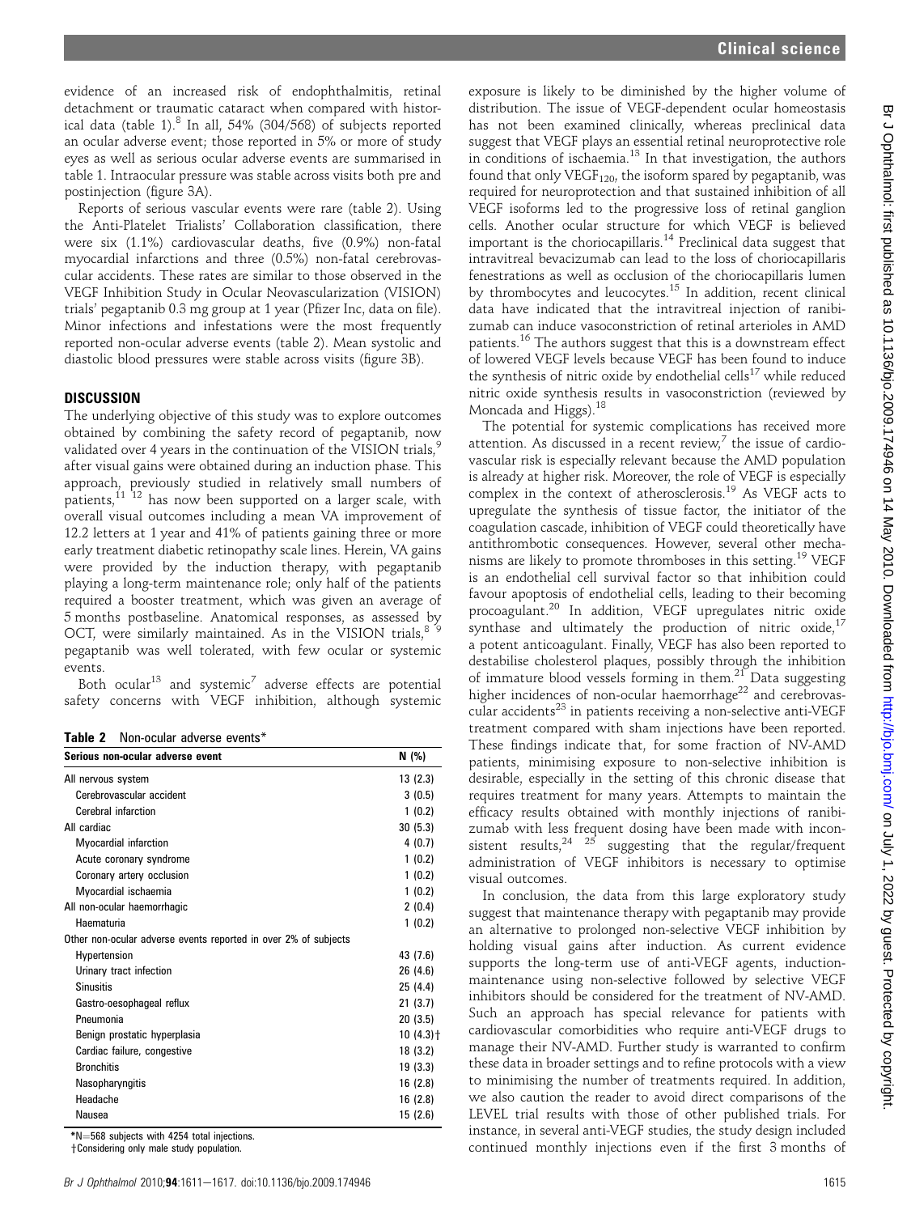evidence of an increased risk of endophthalmitis, retinal detachment or traumatic cataract when compared with historical data (table 1).[8] In all, 54% (304/568) of subjects reported an ocular adverse event; those reported in 5% or more of study eyes as well as serious ocular adverse events are summarised in table 1. Intraocular pressure was stable across visits both pre and postinjection (figure 3A).

Reports of serious vascular events were rare (table 2). Using the Anti-Platelet Trialists' Collaboration classification, there were six (1.1%) cardiovascular deaths, five (0.9%) non-fatal myocardial infarctions and three (0.5%) non-fatal cerebrovascular accidents. These rates are similar to those observed in the VEGF Inhibition Study in Ocular Neovascularization (VISION) trials' pegaptanib 0.3 mg group at 1 year (Pfizer Inc, data on file). Minor infections and infestations were the most frequently reported non-ocular adverse events (table 2). Mean systolic and diastolic blood pressures were stable across visits (figure 3B).

## DISCUSSION

The underlying objective of this study was to explore outcomes obtained by combining the safety record of pegaptanib, now validated over 4 years in the continuation of the VISION trials,[9] after visual gains were obtained during an induction phase. This approach, previously studied in relatively small numbers of patients,[11 12] has now been supported on a larger scale, with overall visual outcomes including a mean VA improvement of 12.2 letters at 1 year and 41% of patients gaining three or more early treatment diabetic retinopathy scale lines. Herein, VA gains were provided by the induction therapy, with pegaptanib playing a long-term maintenance role; only half of the patients required a booster treatment, which was given an average of 5 months postbaseline. Anatomical responses, as assessed by OCT, were similarly maintained. As in the VISION trials,[8 9] pegaptanib was well tolerated, with few ocular or systemic events.

Both ocular[13] and systemic[7] adverse effects are potential safety concerns with VEGF inhibition, although systemic

**Table 2** Non-ocular adverse events*

| Serious non-ocular adverse event | N (%) |
|---|---|
| All nervous system | 13 (2.3) |
| Cerebrovascular accident | 3 (0.5) |
| Cerebral infarction | 1 (0.2) |
| All cardiac | 30 (5.3) |
| Myocardial infarction | 4 (0.7) |
| Acute coronary syndrome | 1 (0.2) |
| Coronary artery occlusion | 1 (0.2) |
| Myocardial ischaemia | 1 (0.2) |
| All non-ocular haemorrhagic | 2 (0.4) |
| Haematuria | 1 (0.2) |
| Other non-ocular adverse events reported in over 2% of subjects | |
| Hypertension | 43 (7.6) |
| Urinary tract infection | 26 (4.6) |
| Sinusitis | 25 (4.4) |
| Gastro-oesophageal reflux | 21 (3.7) |
| Pneumonia | 20 (3.5) |
| Benign prostatic hyperplasia | 10 (4.3)† |
| Cardiac failure, congestive | 18 (3.2) |
| Bronchitis | 19 (3.3) |
| Nasopharyngitis | 16 (2.8) |
| Headache | 16 (2.8) |
| Nausea | 15 (2.6) |

*N=568 subjects with 4254 total injections.
†Considering only male study population.

exposure is likely to be diminished by the higher volume of distribution. The issue of VEGF-dependent ocular homeostasis has not been examined clinically, whereas preclinical data suggest that VEGF plays an essential retinal neuroprotective role in conditions of ischaemia.[13] In that investigation, the authors found that only $VEGF_{120}$, the isoform spared by pegaptanib, was required for neuroprotection and that sustained inhibition of all VEGF isoforms led to the progressive loss of retinal ganglion cells. Another ocular structure for which VEGF is believed important is the choriocapillaris.[14] Preclinical data suggest that intravitreal bevacizumab can lead to the loss of choriocapillaris fenestrations as well as occlusion of the choriocapillaris lumen by thrombocytes and leucocytes.[15] In addition, recent clinical data have indicated that the intravitreal injection of ranibizumab can induce vasoconstriction of retinal arterioles in AMD patients.[16] The authors suggest that this is a downstream effect of lowered VEGF levels because VEGF has been found to induce the synthesis of nitric oxide by endothelial cells[17] while reduced nitric oxide synthesis results in vasoconstriction (reviewed by Moncada and Higgs).[18]

The potential for systemic complications has received more attention. As discussed in a recent review,[7] the issue of cardiovascular risk is especially relevant because the AMD population is already at higher risk. Moreover, the role of VEGF is especially complex in the context of atherosclerosis.[19] As VEGF acts to upregulate the synthesis of tissue factor, the initiator of the coagulation cascade, inhibition of VEGF could theoretically have antithrombotic consequences. However, several other mechanisms are likely to promote thromboses in this setting.[19] VEGF is an endothelial cell survival factor so that inhibition could favour apoptosis of endothelial cells, leading to their becoming procoagulant.[20] In addition, VEGF upregulates nitric oxide synthase and ultimately the production of nitric oxide,[17] a potent anticoagulant. Finally, VEGF has also been reported to destabilise cholesterol plaques, possibly through the inhibition of immature blood vessels forming in them.[21] Data suggesting higher incidences of non-ocular haemorrhage[22] and cerebrovascular accidents[23] in patients receiving a non-selective anti-VEGF treatment compared with sham injections have been reported. These findings indicate that, for some fraction of NV-AMD patients, minimising exposure to non-selective inhibition is desirable, especially in the setting of this chronic disease that requires treatment for many years. Attempts to maintain the efficacy results obtained with monthly injections of ranibizumab with less frequent dosing have been made with inconsistent results,[24 25] suggesting that the regular/frequent administration of VEGF inhibitors is necessary to optimise visual outcomes.

In conclusion, the data from this large exploratory study suggest that maintenance therapy with pegaptanib may provide an alternative to prolonged non-selective VEGF inhibition by holding visual gains after induction. As current evidence supports the long-term use of anti-VEGF agents, induction-maintenance using non-selective followed by selective VEGF inhibitors should be considered for the treatment of NV-AMD. Such an approach has special relevance for patients with cardiovascular comorbidities who require anti-VEGF drugs to manage their NV-AMD. Further study is warranted to confirm these data in broader settings and to refine protocols with a view to minimising the number of treatments required. In addition, we also caution the reader to avoid direct comparisons of the LEVEL trial results with those of other published trials. For instance, in several anti-VEGF studies, the study design included continued monthly injections even if the first 3 months of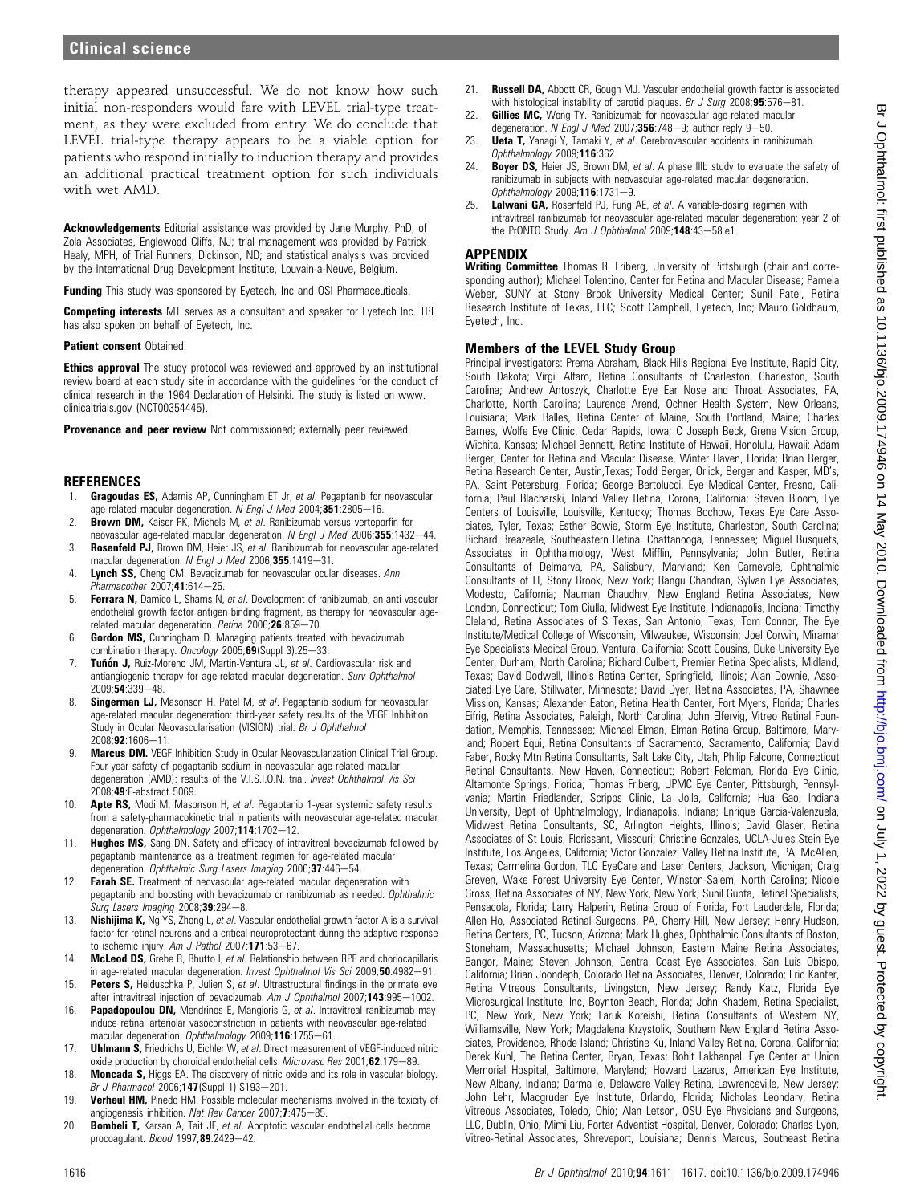therapy appeared unsuccessful. We do not know how such initial non-responders would fare with LEVEL trial-type treatment, as they were excluded from entry. We do conclude that LEVEL trial-type therapy appears to be a viable option for patients who respond initially to induction therapy and provides an additional practical treatment option for such individuals with wet AMD.

**Acknowledgements** Editorial assistance was provided by Jane Murphy, PhD, of Zola Associates, Englewood Cliffs, NJ; trial management was provided by Patrick Healy, MPH, of Trial Runners, Dickinson, ND; and statistical analysis was provided by the International Drug Development Institute, Louvain-a-Neuve, Belgium.

**Funding** This study was sponsored by Eyetech, Inc and OSI Pharmaceuticals.

**Competing interests** MT serves as a consultant and speaker for Eyetech Inc. TRF has also spoken on behalf of Eyetech, Inc.

**Patient consent** Obtained.

**Ethics approval** The study protocol was reviewed and approved by an institutional review board at each study site in accordance with the guidelines for the conduct of clinical research in the 1964 Declaration of Helsinki. The study is listed on www.clinicaltrials.gov (NCT00354445).

**Provenance and peer review** Not commissioned; externally peer reviewed.

## REFERENCES

1. **Gragoudas ES,** Adamis AP, Cunningham ET Jr, *et al*. Pegaptanib for neovascular age-related macular degeneration. *N Engl J Med* 2004;**351**:2805–16.
2. **Brown DM,** Kaiser PK, Michels M, *et al*. Ranibizumab versus verteporfin for neovascular age-related macular degeneration. *N Engl J Med* 2006;**355**:1432–44.
3. **Rosenfeld PJ,** Brown DM, Heier JS, *et al*. Ranibizumab for neovascular age-related macular degeneration. *N Engl J Med* 2006;**355**:1419–31.
4. **Lynch SS,** Cheng CM. Bevacizumab for neovascular ocular diseases. *Ann Pharmacother* 2007;**41**:614–25.
5. **Ferrara N,** Damico L, Shams N, *et al*. Development of ranibizumab, an anti-vascular endothelial growth factor antigen binding fragment, as therapy for neovascular age-related macular degeneration. *Retina* 2006;**26**:859–70.
6. **Gordon MS,** Cunningham D. Managing patients treated with bevacizumab combination therapy. *Oncology* 2005;**69**(Suppl 3):25–33.
7. **Tuñón J,** Ruiz-Moreno JM, Martin-Ventura JL, *et al*. Cardiovascular risk and antiangiogenic therapy for age-related macular degeneration. *Surv Ophthalmol* 2009;**54**:339–48.
8. **Singerman LJ,** Masonson H, Patel M, *et al*. Pegaptanib sodium for neovascular age-related macular degeneration: third-year safety results of the VEGF Inhibition Study in Ocular Neovascularisation (VISION) trial. *Br J Ophthalmol* 2008;**92**:1606–11.
9. **Marcus DM.** VEGF Inhibition Study in Ocular Neovascularization Clinical Trial Group. Four-year safety of pegaptanib sodium in neovascular age-related macular degeneration (AMD): results of the V.I.S.I.O.N. trial. *Invest Ophthalmol Vis Sci* 2008;**49**:E-abstract 5069.
10. **Apte RS,** Modi M, Masonson H, *et al*. Pegaptanib 1-year systemic safety results from a safety-pharmacokinetic trial in patients with neovascular age-related macular degeneration. *Ophthalmology* 2007;**114**:1702–12.
11. **Hughes MS,** Sang DN. Safety and efficacy of intravitreal bevacizumab followed by pegaptanib maintenance as a treatment regimen for age-related macular degeneration. *Ophthalmic Surg Lasers Imaging* 2006;**37**:446–54.
12. **Farah SE.** Treatment of neovascular age-related macular degeneration with pegaptanib and boosting with bevacizumab or ranibizumab as needed. *Ophthalmic Surg Lasers Imaging* 2008;**39**:294–8.
13. **Nishijima K,** Ng YS, Zhong L, *et al*. Vascular endothelial growth factor-A is a survival factor for retinal neurons and a critical neuroprotectant during the adaptive response to ischemic injury. *Am J Pathol* 2007;**171**:53–67.
14. **McLeod DS,** Grebe R, Bhutto I, *et al*. Relationship between RPE and choriocapillaris in age-related macular degeneration. *Invest Ophthalmol Vis Sci* 2009;**50**:4982–91.
15. **Peters S,** Heiduschka P, Julien S, *et al*. Ultrastructural findings in the primate eye after intravitreal injection of bevacizumab. *Am J Ophthalmol* 2007;**143**:995–1002.
16. **Papadopoulou DN,** Mendrinos E, Mangioris G, *et al*. Intravitreal ranibizumab may induce retinal arteriolar vasoconstriction in patients with neovascular age-related macular degeneration. *Ophthalmology* 2009;**116**:1755–61.
17. **Uhlmann S,** Friedrichs U, Eichler W, *et al*. Direct measurement of VEGF-induced nitric oxide production by choroidal endothelial cells. *Microvasc Res* 2001;**62**:179–89.
18. **Moncada S,** Higgs EA. The discovery of nitric oxide and its role in vascular biology. *Br J Pharmacol* 2006;**147**(Suppl 1):S193–201.
19. **Verheul HM,** Pinedo HM. Possible molecular mechanisms involved in the toxicity of angiogenesis inhibition. *Nat Rev Cancer* 2007;**7**:475–85.
20. **Bombeli T,** Karsan A, Tait JF, *et al*. Apoptotic vascular endothelial cells become procoagulant. *Blood* 1997;**89**:2429–42.
21. **Russell DA,** Abbott CR, Gough MJ. Vascular endothelial growth factor is associated with histological instability of carotid plaques. *Br J Surg* 2008;**95**:576–81.
22. **Gillies MC,** Wong TY. Ranibizumab for neovascular age-related macular degeneration. *N Engl J Med* 2007;**356**:748–9; author reply 9–50.
23. **Ueta T,** Yanagi Y, Tamaki Y, *et al*. Cerebrovascular accidents in ranibizumab. *Ophthalmology* 2009;**116**:362.
24. **Boyer DS,** Heier JS, Brown DM, *et al*. A phase IIIb study to evaluate the safety of ranibizumab in subjects with neovascular age-related macular degeneration. *Ophthalmology* 2009;**116**:1731–9.
25. **Lalwani GA,** Rosenfeld PJ, Fung AE, *et al*. A variable-dosing regimen with intravitreal ranibizumab for neovascular age-related macular degeneration: year 2 of the PrONTO Study. *Am J Ophthalmol* 2009;**148**:43–58.e1.

## APPENDIX

**Writing Committee** Thomas R. Friberg, University of Pittsburgh (chair and corresponding author); Michael Tolentino, Center for Retina and Macular Disease; Pamela Weber, SUNY at Stony Brook University Medical Center; Sunil Patel, Retina Research Institute of Texas, LLC; Scott Campbell, Eyetech, Inc; Mauro Goldbaum, Eyetech, Inc.

### Members of the LEVEL Study Group

Principal investigators: Prema Abraham, Black Hills Regional Eye Institute, Rapid City, South Dakota; Virgil Alfaro, Retina Consultants of Charleston, Charleston, South Carolina; Andrew Antoszyk, Charlotte Eye Ear Nose and Throat Associates, PA, Charlotte, North Carolina; Laurence Arend, Ochner Health System, New Orleans, Louisiana; Mark Balles, Retina Center of Maine, South Portland, Maine; Charles Barnes, Wolfe Eye Clinic, Cedar Rapids, Iowa; C Joseph Beck, Grene Vision Group, Wichita, Kansas; Michael Bennett, Retina Institute of Hawaii, Honolulu, Hawaii; Adam Berger, Center for Retina and Macular Disease, Winter Haven, Florida; Brian Berger, Retina Research Center, Austin,Texas; Todd Berger, Orlick, Berger and Kasper, MD's, PA, Saint Petersburg, Florida; George Bertolucci, Eye Medical Center, Fresno, California; Paul Blacharski, Inland Valley Retina, Corona, California; Steven Bloom, Eye Centers of Louisville, Louisville, Kentucky; Thomas Bochow, Texas Eye Care Associates, Tyler, Texas; Esther Bowie, Storm Eye Institute, Charleston, South Carolina; Richard Breazeale, Southeastern Retina, Chattanooga, Tennessee; Miguel Busquets, Associates in Ophthalmology, West Mifflin, Pennsylvania; John Butler, Retina Consultants of Delmarva, PA, Salisbury, Maryland; Ken Carnevale, Ophthalmic Consultants of LI, Stony Brook, New York; Rangu Chandran, Sylvan Eye Associates, Modesto, California; Nauman Chaudhry, New England Retina Associates, New London, Connecticut; Tom Ciulla, Midwest Eye Institute, Indianapolis, Indiana; Timothy Cleland, Retina Associates of S Texas, San Antonio, Texas; Tom Connor, The Eye Institute/Medical College of Wisconsin, Milwaukee, Wisconsin; Joel Corwin, Miramar Eye Specialists Medical Group, Ventura, California; Scott Cousins, Duke University Eye Center, Durham, North Carolina; Richard Culbert, Premier Retina Specialists, Midland, Texas; David Dodwell, Illinois Retina Center, Springfield, Illinois; Alan Downie, Associated Eye Care, Stillwater, Minnesota; David Dyer, Retina Associates, PA, Shawnee Mission, Kansas; Alexander Eaton, Retina Health Center, Fort Myers, Florida; Charles Eifrig, Retina Associates, Raleigh, North Carolina; John Elfervig, Vitreo Retinal Foundation, Memphis, Tennessee; Michael Elman, Elman Retina Group, Baltimore, Maryland; Robert Equi, Retina Consultants of Sacramento, Sacramento, California; David Faber, Rocky Mtn Retina Consultants, Salt Lake City, Utah; Philip Falcone, Connecticut Retinal Consultants, New Haven, Connecticut; Robert Feldman, Florida Eye Clinic, Altamonte Springs, Florida; Thomas Friberg, UPMC Eye Center, Pittsburgh, Pennsylvania; Martin Friedlander, Scripps Clinic, La Jolla, California; Hua Gao, Indiana University, Dept of Ophthalmology, Indianapolis, Indiana; Enrique Garcia-Valenzuela, Midwest Retina Consultants, SC, Arlington Heights, Illinois; David Glaser, Retina Associates of St Louis, Florissant, Missouri; Christine Gonzales, UCLA-Jules Stein Eye Institute, Los Angeles, California; Victor Gonzalez, Valley Retina Institute, PA, McAllen, Texas; Carmelina Gordon, TLC EyeCare and Laser Centers, Jackson, Michigan; Craig Greven, Wake Forest University Eye Center, Winston-Salem, North Carolina; Nicole Gross, Retina Associates of NY, New York, New York; Sunil Gupta, Retinal Specialists, Pensacola, Florida; Larry Halperin, Retina Group of Florida, Fort Lauderdale, Florida; Allen Ho, Associated Retinal Surgeons, PA, Cherry Hill, New Jersey; Henry Hudson, Retina Centers, PC, Tucson, Arizona; Mark Hughes, Ophthalmic Consultants of Boston, Stoneham, Massachusetts; Michael Johnson, Eastern Maine Retina Associates, Bangor, Maine; Steven Johnson, Central Coast Eye Associates, San Luis Obispo, California; Brian Joondeph, Colorado Retina Associates, Denver, Colorado; Eric Kanter, Retina Vitreous Consultants, Livingston, New Jersey; Randy Katz, Florida Eye Microsurgical Institute, Inc, Boynton Beach, Florida; John Khadem, Retina Specialist, PC, New York, New York; Faruk Koreishi, Retina Consultants of Western NY, Williamsville, New York; Magdalena Krzystolik, Southern New England Retina Associates, Providence, Rhode Island; Christine Ku, Inland Valley Retina, Corona, California; Derek Kuhl, The Retina Center, Bryan, Texas; Rohit Lakhanpal, Eye Center at Union Memorial Hospital, Baltimore, Maryland; Howard Lazarus, American Eye Institute, New Albany, Indiana; Darma Ie, Delaware Valley Retina, Lawrenceville, New Jersey; John Lehr, Macgruder Eye Institute, Orlando, Florida; Nicholas Leondary, Retina Vitreous Associates, Toledo, Ohio; Alan Letson, OSU Eye Physicians and Surgeons, LLC, Dublin, Ohio; Mimi Liu, Porter Adventist Hospital, Denver, Colorado; Charles Lyon, Vitreo-Retinal Associates, Shreveport, Louisiana; Dennis Marcus, Southeast Retina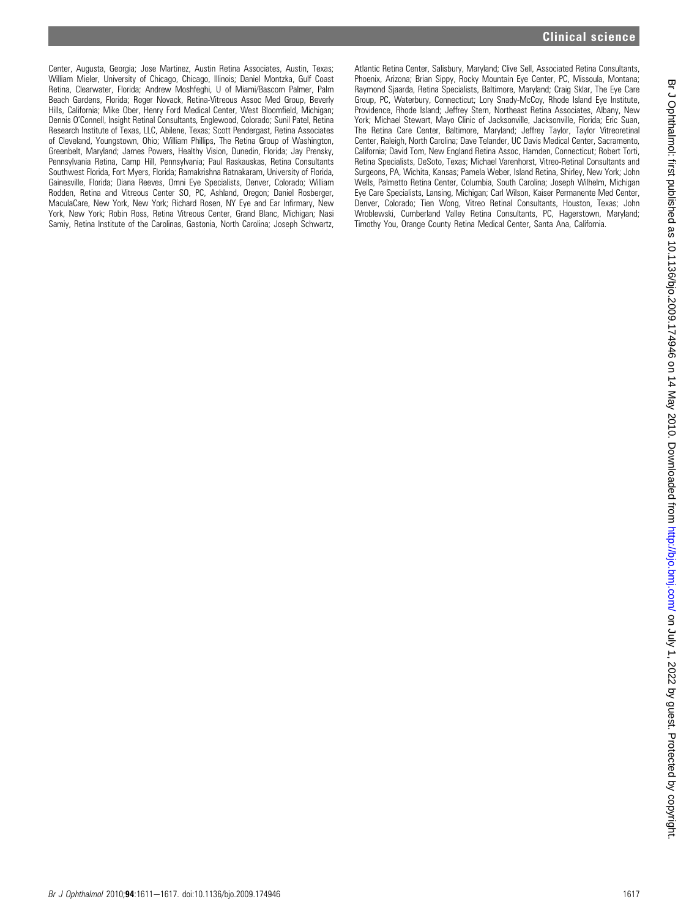Center, Augusta, Georgia; Jose Martinez, Austin Retina Associates, Austin, Texas; William Mieler, University of Chicago, Chicago, Illinois; Daniel Montzka, Gulf Coast Retina, Clearwater, Florida; Andrew Moshfeghi, U of Miami/Bascom Palmer, Palm Beach Gardens, Florida; Roger Novack, Retina-Vitreous Assoc Med Group, Beverly Hills, California; Mike Ober, Henry Ford Medical Center, West Bloomfield, Michigan; Dennis O'Connell, Insight Retinal Consultants, Englewood, Colorado; Sunil Patel, Retina Research Institute of Texas, LLC, Abilene, Texas; Scott Pendergast, Retina Associates of Cleveland, Youngstown, Ohio; William Phillips, The Retina Group of Washington, Greenbelt, Maryland; James Powers, Healthy Vision, Dunedin, Florida; Jay Prensky, Pennsylvania Retina, Camp Hill, Pennsylvania; Paul Raskauskas, Retina Consultants Southwest Florida, Fort Myers, Florida; Ramakrishna Ratnakaram, University of Florida, Gainesville, Florida; Diana Reeves, Omni Eye Specialists, Denver, Colorado; William Rodden, Retina and Vitreous Center SO, PC, Ashland, Oregon; Daniel Rosberger, MaculaCare, New York, New York; Richard Rosen, NY Eye and Ear Infirmary, New York, New York; Robin Ross, Retina Vitreous Center, Grand Blanc, Michigan; Nasi Samiy, Retina Institute of the Carolinas, Gastonia, North Carolina; Joseph Schwartz, Atlantic Retina Center, Salisbury, Maryland; Clive Sell, Associated Retina Consultants, Phoenix, Arizona; Brian Sippy, Rocky Mountain Eye Center, PC, Missoula, Montana; Raymond Sjaarda, Retina Specialists, Baltimore, Maryland; Craig Sklar, The Eye Care Group, PC, Waterbury, Connecticut; Lory Snady-McCoy, Rhode Island Eye Institute, Providence, Rhode Island; Jeffrey Stern, Northeast Retina Associates, Albany, New York; Michael Stewart, Mayo Clinic of Jacksonville, Jacksonville, Florida; Eric Suan, The Retina Care Center, Baltimore, Maryland; Jeffrey Taylor, Taylor Vitreoretinal Center, Raleigh, North Carolina; Dave Telander, UC Davis Medical Center, Sacramento, California; David Tom, New England Retina Assoc, Hamden, Connecticut; Robert Torti, Retina Specialists, DeSoto, Texas; Michael Varenhorst, Vitreo-Retinal Consultants and Surgeons, PA, Wichita, Kansas; Pamela Weber, Island Retina, Shirley, New York; John Wells, Palmetto Retina Center, Columbia, South Carolina; Joseph Wilhelm, Michigan Eye Care Specialists, Lansing, Michigan; Carl Wilson, Kaiser Permanente Med Center, Denver, Colorado; Tien Wong, Vitreo Retinal Consultants, Houston, Texas; John Wroblewski, Cumberland Valley Retina Consultants, PC, Hagerstown, Maryland; Timothy You, Orange County Retina Medical Center, Santa Ana, California.